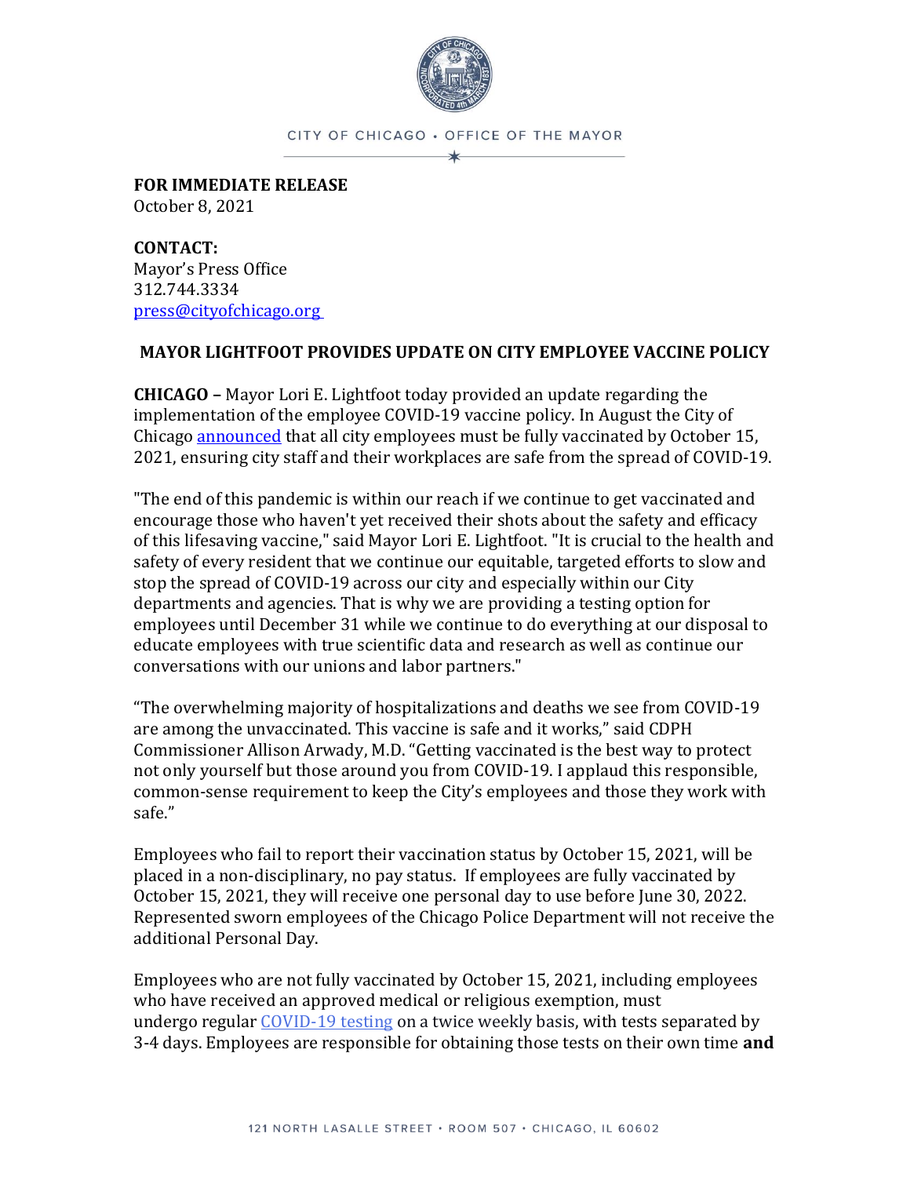CITY OF CHICAGO • OFFICE OF THE MAYOR

**FOR IMMEDIATE RELEASE**
October 8, 2021

**CONTACT:**
Mayor's Press Office
312.744.3334
press@cityofchicago.org

## MAYOR LIGHTFOOT PROVIDES UPDATE ON CITY EMPLOYEE VACCINE POLICY

**CHICAGO –** Mayor Lori E. Lightfoot today provided an update regarding the implementation of the employee COVID-19 vaccine policy. In August the City of Chicago announced that all city employees must be fully vaccinated by October 15, 2021, ensuring city staff and their workplaces are safe from the spread of COVID-19.

"The end of this pandemic is within our reach if we continue to get vaccinated and encourage those who haven't yet received their shots about the safety and efficacy of this lifesaving vaccine," said Mayor Lori E. Lightfoot. "It is crucial to the health and safety of every resident that we continue our equitable, targeted efforts to slow and stop the spread of COVID-19 across our city and especially within our City departments and agencies. That is why we are providing a testing option for employees until December 31 while we continue to do everything at our disposal to educate employees with true scientific data and research as well as continue our conversations with our unions and labor partners."

"The overwhelming majority of hospitalizations and deaths we see from COVID-19 are among the unvaccinated. This vaccine is safe and it works," said CDPH Commissioner Allison Arwady, M.D. "Getting vaccinated is the best way to protect not only yourself but those around you from COVID-19. I applaud this responsible, common-sense requirement to keep the City's employees and those they work with safe."

Employees who fail to report their vaccination status by October 15, 2021, will be placed in a non-disciplinary, no pay status. If employees are fully vaccinated by October 15, 2021, they will receive one personal day to use before June 30, 2022. Represented sworn employees of the Chicago Police Department will not receive the additional Personal Day.

Employees who are not fully vaccinated by October 15, 2021, including employees who have received an approved medical or religious exemption, must undergo regular COVID-19 testing on a twice weekly basis, with tests separated by 3-4 days. Employees are responsible for obtaining those tests on their own time **and**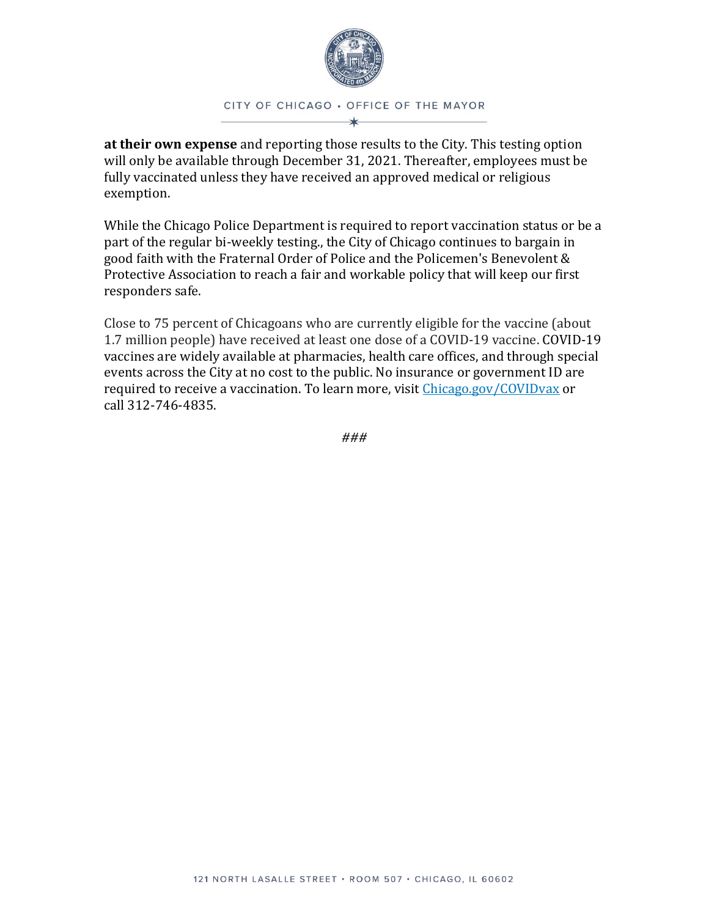**at their own expense** and reporting those results to the City. This testing option will only be available through December 31, 2021. Thereafter, employees must be fully vaccinated unless they have received an approved medical or religious exemption.

While the Chicago Police Department is required to report vaccination status or be a part of the regular bi-weekly testing., the City of Chicago continues to bargain in good faith with the Fraternal Order of Police and the Policemen's Benevolent & Protective Association to reach a fair and workable policy that will keep our first responders safe.

Close to 75 percent of Chicagoans who are currently eligible for the vaccine (about 1.7 million people) have received at least one dose of a COVID-19 vaccine. COVID-19 vaccines are widely available at pharmacies, health care offices, and through special events across the City at no cost to the public. No insurance or government ID are required to receive a vaccination. To learn more, visit [Chicago.gov/COVIDvax](Chicago.gov/COVIDvax) or call 312-746-4835.

###